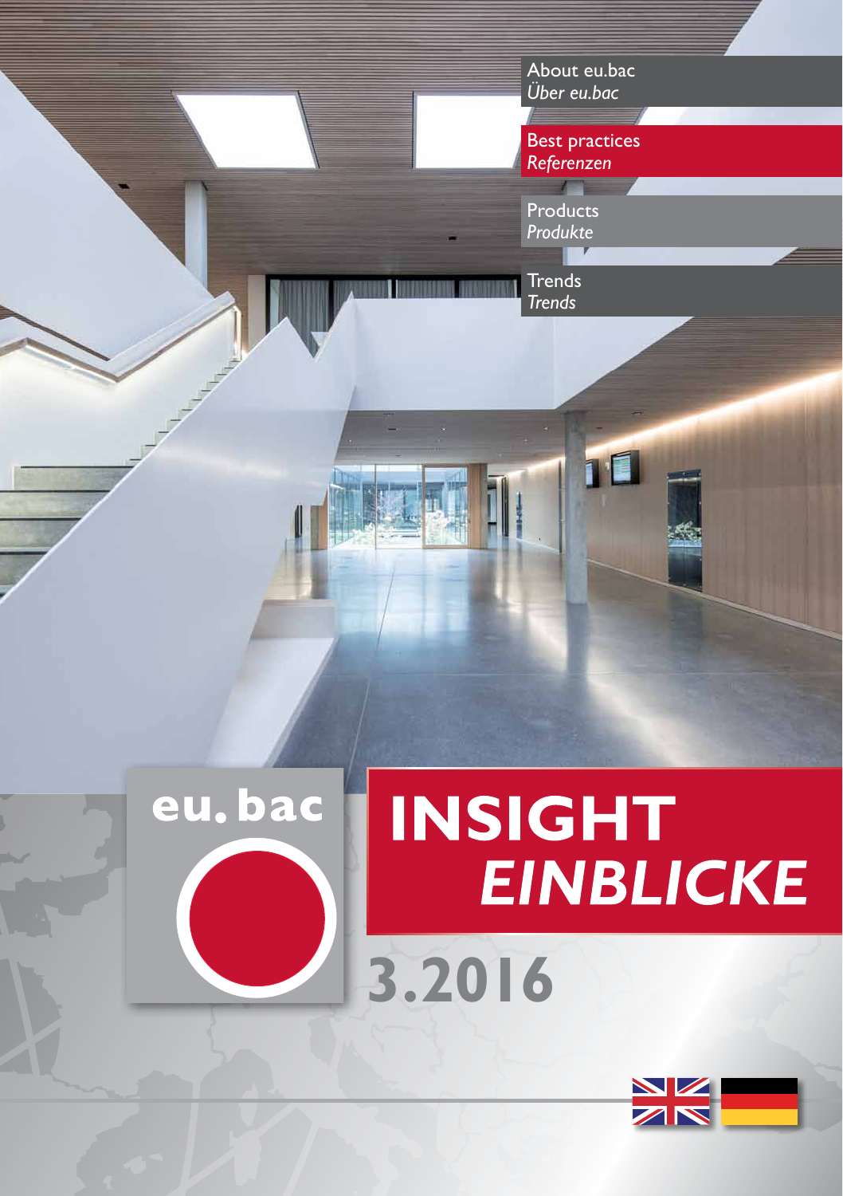About eu.bac
*Über eu.bac*

Best practices
*Referenzen*

Products
*Produkte*

Trends
*Trends*

eu.bac

# INSIGHT
# *EINBLICKE*

## 3.2016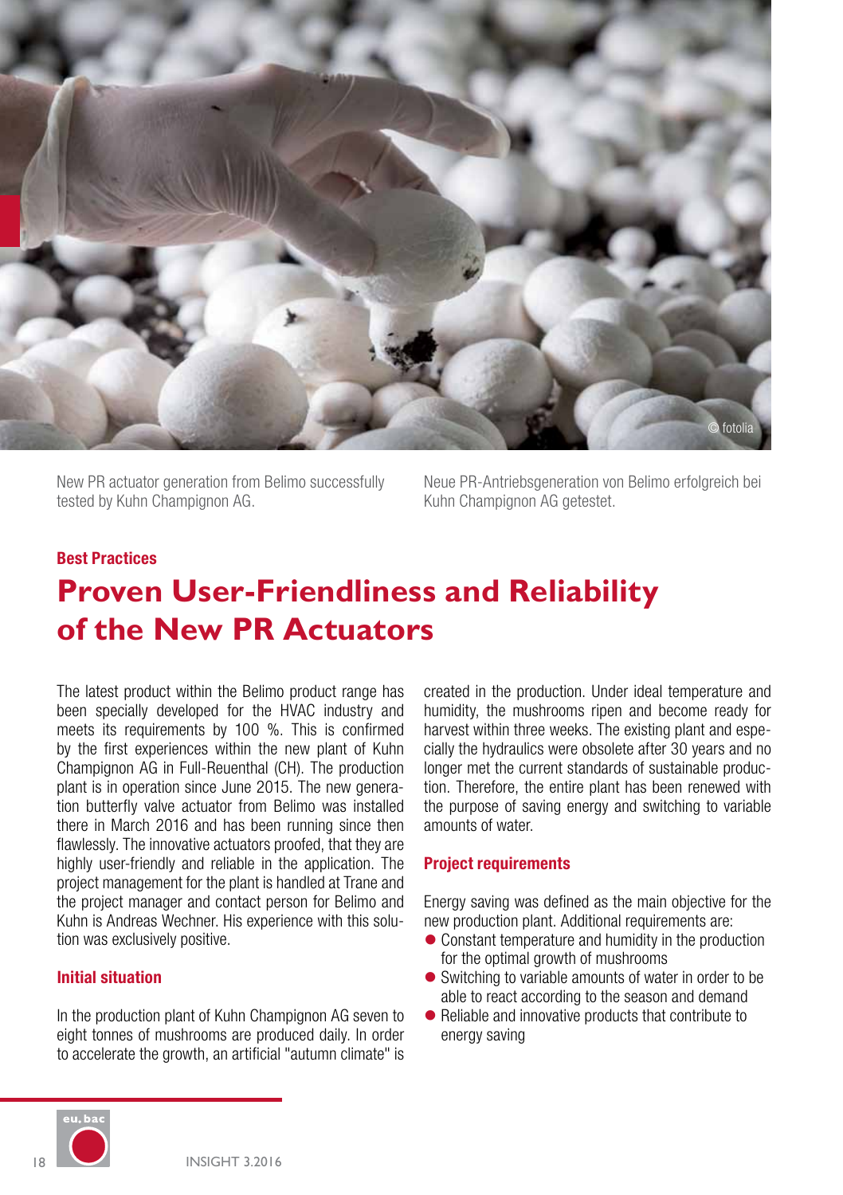New PR actuator generation from Belimo successfully tested by Kuhn Champignon AG.

Neue PR-Antriebsgeneration von Belimo erfolgreich bei Kuhn Champignon AG getestet.

**Best Practices**

# Proven User-Friendliness and Reliability of the New PR Actuators

The latest product within the Belimo product range has been specially developed for the HVAC industry and meets its requirements by 100 %. This is confirmed by the first experiences within the new plant of Kuhn Champignon AG in Full-Reuenthal (CH). The production plant is in operation since June 2015. The new generation butterfly valve actuator from Belimo was installed there in March 2016 and has been running since then flawlessly. The innovative actuators proofed, that they are highly user-friendly and reliable in the application. The project management for the plant is handled at Trane and the project manager and contact person for Belimo and Kuhn is Andreas Wechner. His experience with this solution was exclusively positive.

## Initial situation

In the production plant of Kuhn Champignon AG seven to eight tonnes of mushrooms are produced daily. In order to accelerate the growth, an artificial "autumn climate" is created in the production. Under ideal temperature and humidity, the mushrooms ripen and become ready for harvest within three weeks. The existing plant and especially the hydraulics were obsolete after 30 years and no longer met the current standards of sustainable production. Therefore, the entire plant has been renewed with the purpose of saving energy and switching to variable amounts of water.

## Project requirements

Energy saving was defined as the main objective for the new production plant. Additional requirements are:

- Constant temperature and humidity in the production for the optimal growth of mushrooms
- Switching to variable amounts of water in order to be able to react according to the season and demand
- Reliable and innovative products that contribute to energy saving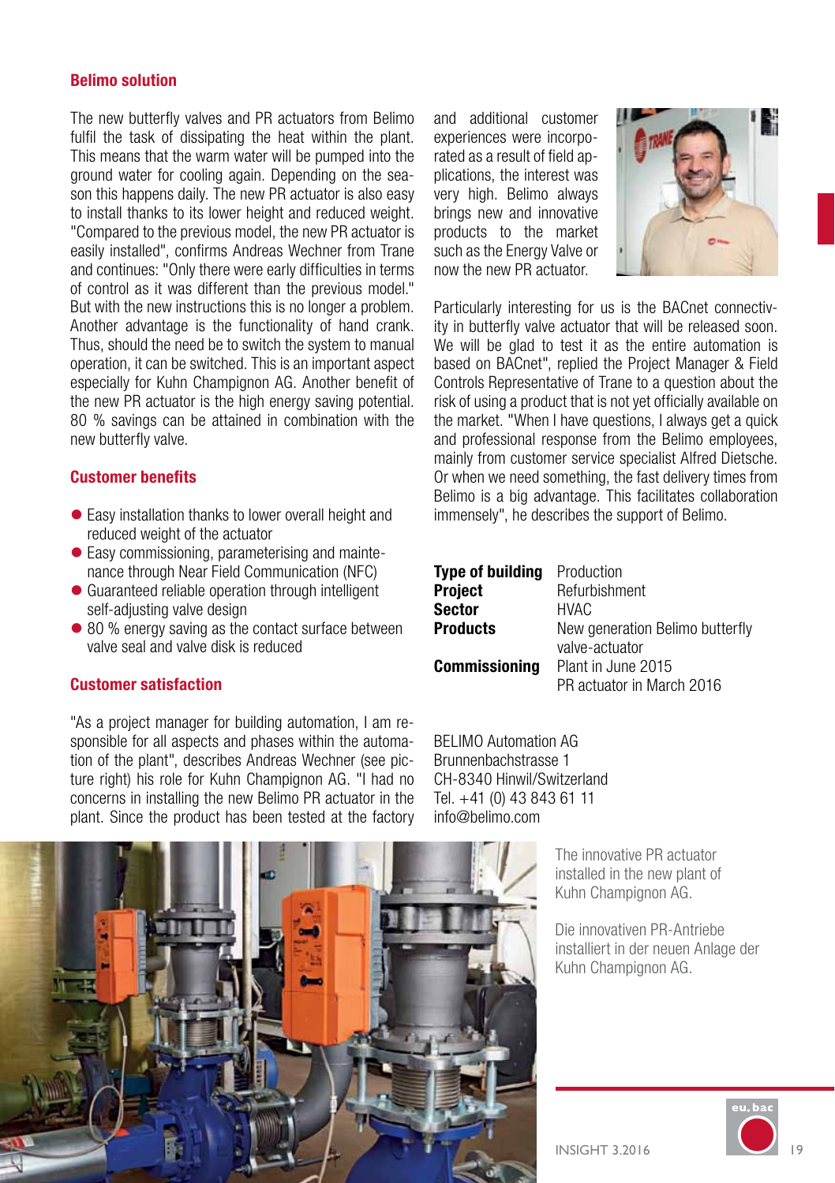## Belimo solution

The new butterfly valves and PR actuators from Belimo fulfil the task of dissipating the heat within the plant. This means that the warm water will be pumped into the ground water for cooling again. Depending on the season this happens daily. The new PR actuator is also easy to install thanks to its lower height and reduced weight. "Compared to the previous model, the new PR actuator is easily installed", confirms Andreas Wechner from Trane and continues: "Only there were early difficulties in terms of control as it was different than the previous model." But with the new instructions this is no longer a problem. Another advantage is the functionality of hand crank. Thus, should the need be to switch the system to manual operation, it can be switched. This is an important aspect especially for Kuhn Champignon AG. Another benefit of the new PR actuator is the high energy saving potential. 80 % savings can be attained in combination with the new butterfly valve.

## Customer benefits

- Easy installation thanks to lower overall height and reduced weight of the actuator
- Easy commissioning, parameterising and maintenance through Near Field Communication (NFC)
- Guaranteed reliable operation through intelligent self-adjusting valve design
- 80 % energy saving as the contact surface between valve seal and valve disk is reduced

## Customer satisfaction

"As a project manager for building automation, I am responsible for all aspects and phases within the automation of the plant", describes Andreas Wechner (see picture right) his role for Kuhn Champignon AG. "I had no concerns in installing the new Belimo PR actuator in the plant. Since the product has been tested at the factory and additional customer experiences were incorporated as a result of field applications, the interest was very high. Belimo always brings new and innovative products to the market such as the Energy Valve or now the new PR actuator.

Particularly interesting for us is the BACnet connectivity in butterfly valve actuator that will be released soon. We will be glad to test it as the entire automation is based on BACnet", replied the Project Manager & Field Controls Representative of Trane to a question about the risk of using a product that is not yet officially available on the market. "When I have questions, I always get a quick and professional response from the Belimo employees, mainly from customer service specialist Alfred Dietsche. Or when we need something, the fast delivery times from Belimo is a big advantage. This facilitates collaboration immensely", he describes the support of Belimo.

| | |
|---|---|
| **Type of building** | Production |
| **Project** | Refurbishment |
| **Sector** | HVAC |
| **Products** | New generation Belimo butterfly valve-actuator |
| **Commissioning** | Plant in June 2015<br>PR actuator in March 2016 |

BELIMO Automation AG
Brunnenbachstrasse 1
CH-8340 Hinwil/Switzerland
Tel. +41 (0) 43 843 61 11
info@belimo.com

The innovative PR actuator installed in the new plant of Kuhn Champignon AG.

Die innovativen PR-Antriebe installiert in der neuen Anlage der Kuhn Champignon AG.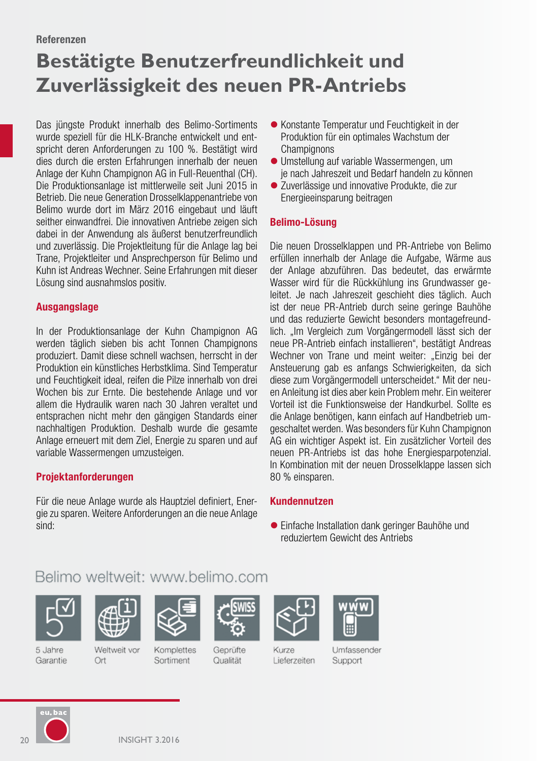Referenzen

# Bestätigte Benutzerfreundlichkeit und Zuverlässigkeit des neuen PR-Antriebs

Das jüngste Produkt innerhalb des Belimo-Sortiments wurde speziell für die HLK-Branche entwickelt und entspricht deren Anforderungen zu 100 %. Bestätigt wird dies durch die ersten Erfahrungen innerhalb der neuen Anlage der Kuhn Champignon AG in Full-Reuenthal (CH). Die Produktionsanlage ist mittlerweile seit Juni 2015 in Betrieb. Die neue Generation Drosselklappenantriebe von Belimo wurde dort im März 2016 eingebaut und läuft seither einwandfrei. Die innovativen Antriebe zeigen sich dabei in der Anwendung als äußerst benutzerfreundlich und zuverlässig. Die Projektleitung für die Anlage lag bei Trane, Projektleiter und Ansprechperson für Belimo und Kuhn ist Andreas Wechner. Seine Erfahrungen mit dieser Lösung sind ausnahmslos positiv.

## Ausgangslage

In der Produktionsanlage der Kuhn Champignon AG werden täglich sieben bis acht Tonnen Champignons produziert. Damit diese schnell wachsen, herrscht in der Produktion ein künstliches Herbstklima. Sind Temperatur und Feuchtigkeit ideal, reifen die Pilze innerhalb von drei Wochen bis zur Ernte. Die bestehende Anlage und vor allem die Hydraulik waren nach 30 Jahren veraltet und entsprachen nicht mehr den gängigen Standards einer nachhaltigen Produktion. Deshalb wurde die gesamte Anlage erneuert mit dem Ziel, Energie zu sparen und auf variable Wassermengen umzusteigen.

## Projektanforderungen

Für die neue Anlage wurde als Hauptziel definiert, Energie zu sparen. Weitere Anforderungen an die neue Anlage sind:

- Konstante Temperatur und Feuchtigkeit in der Produktion für ein optimales Wachstum der Champignons
- Umstellung auf variable Wassermengen, um je nach Jahreszeit und Bedarf handeln zu können
- Zuverlässige und innovative Produkte, die zur Energieeinsparung beitragen

## Belimo-Lösung

Die neuen Drosselklappen und PR-Antriebe von Belimo erfüllen innerhalb der Anlage die Aufgabe, Wärme aus der Anlage abzuführen. Das bedeutet, das erwärmte Wasser wird für die Rückkühlung ins Grundwasser geleitet. Je nach Jahreszeit geschieht dies täglich. Auch ist der neue PR-Antrieb durch seine geringe Bauhöhe und das reduzierte Gewicht besonders montagefreundlich. „Im Vergleich zum Vorgängermodell lässt sich der neue PR-Antrieb einfach installieren", bestätigt Andreas Wechner von Trane und meint weiter: „Einzig bei der Ansteuerung gab es anfangs Schwierigkeiten, da sich diese zum Vorgängermodell unterscheidet." Mit der neuen Anleitung ist dies aber kein Problem mehr. Ein weiterer Vorteil ist die Funktionsweise der Handkurbel. Sollte es die Anlage benötigen, kann einfach auf Handbetrieb umgeschaltet werden. Was besonders für Kuhn Champignon AG ein wichtiger Aspekt ist. Ein zusätzlicher Vorteil des neuen PR-Antriebs ist das hohe Energiesparpotenzial. In Kombination mit der neuen Drosselklappe lassen sich 80 % einsparen.

## Kundennutzen

- Einfache Installation dank geringer Bauhöhe und reduziertem Gewicht des Antriebs

Belimo weltweit: www.belimo.com

5 Jahre Garantie
Weltweit vor Ort
Komplettes Sortiment
Geprüfte Qualität
Kurze Lieferzeiten
Umfassender Support